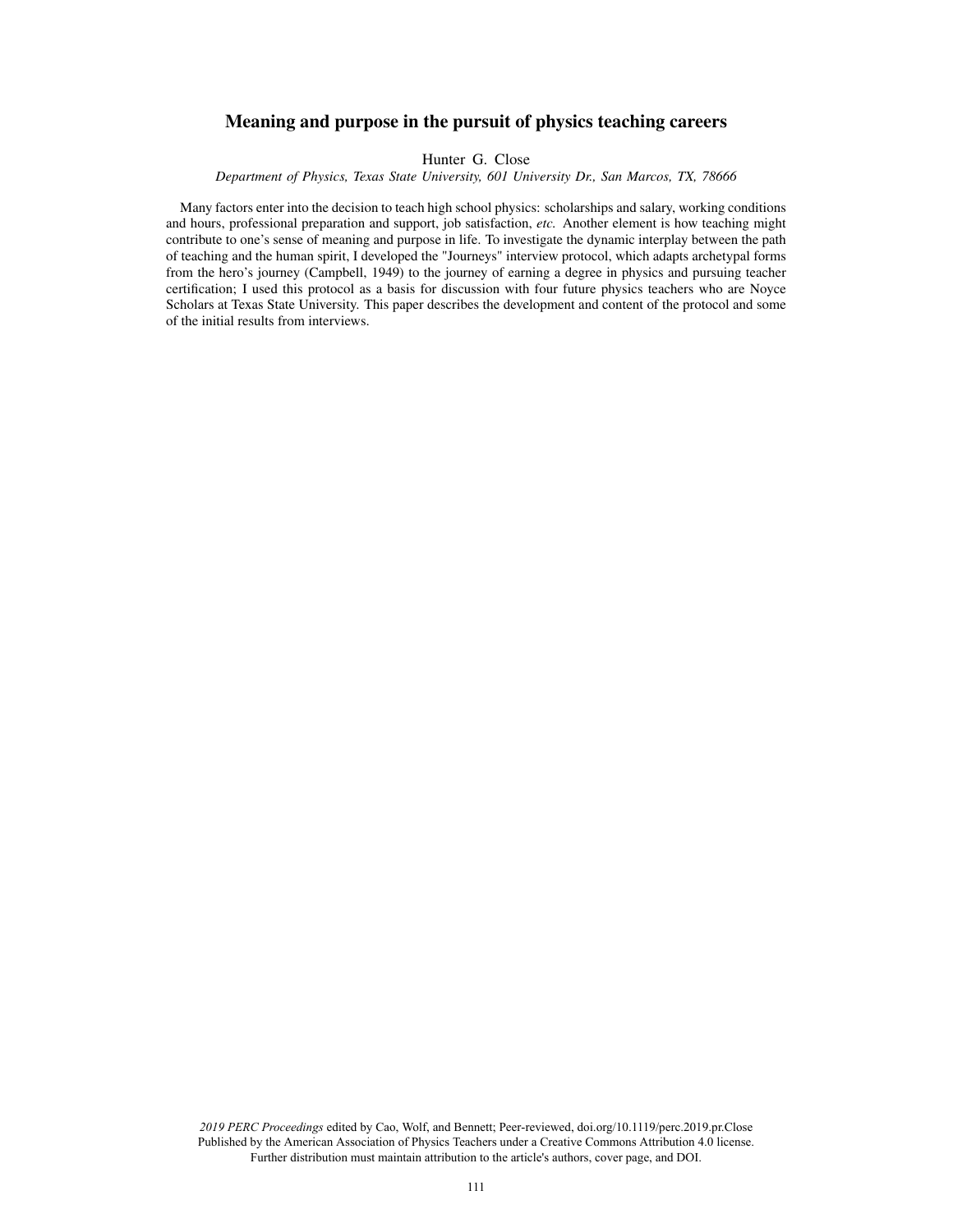# Meaning and purpose in the pursuit of physics teaching careers

Hunter G. Close

*Department of Physics, Texas State University, 601 University Dr., San Marcos, TX, 78666*

Many factors enter into the decision to teach high school physics: scholarships and salary, working conditions and hours, professional preparation and support, job satisfaction, *etc.* Another element is how teaching might contribute to one's sense of meaning and purpose in life. To investigate the dynamic interplay between the path of teaching and the human spirit, I developed the "Journeys" interview protocol, which adapts archetypal forms from the hero's journey (Campbell, 1949) to the journey of earning a degree in physics and pursuing teacher certification; I used this protocol as a basis for discussion with four future physics teachers who are Noyce Scholars at Texas State University. This paper describes the development and content of the protocol and some of the initial results from interviews.

*2019 PERC Proceedings* edited by Cao, Wolf, and Bennett; Peer-reviewed, doi.org/10.1119/perc.2019.pr.Close
Published by the American Association of Physics Teachers under a Creative Commons Attribution 4.0 license.
Further distribution must maintain attribution to the article's authors, cover page, and DOI.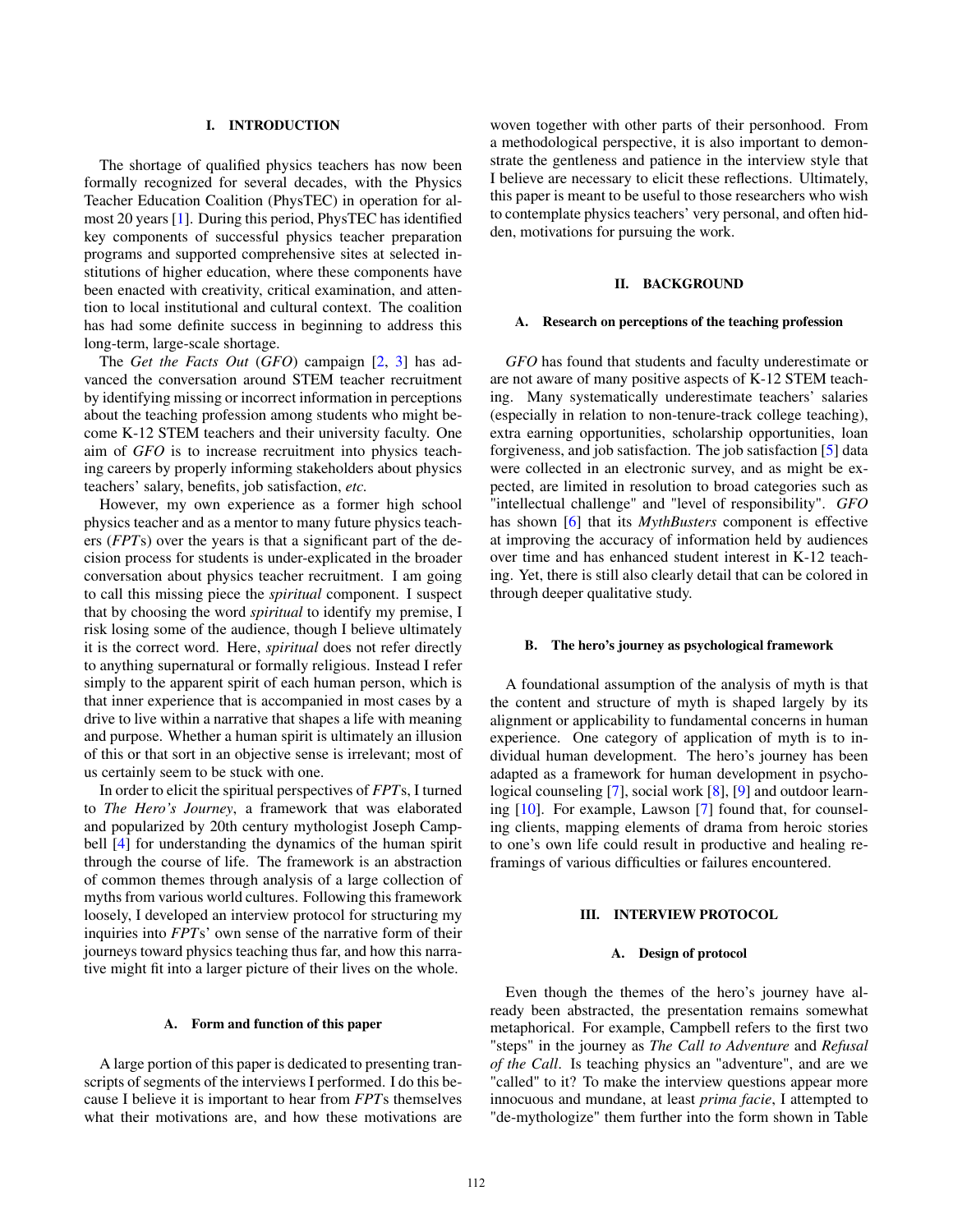## I. INTRODUCTION

The shortage of qualified physics teachers has now been formally recognized for several decades, with the Physics Teacher Education Coalition (PhysTEC) in operation for almost 20 years [1]. During this period, PhysTEC has identified key components of successful physics teacher preparation programs and supported comprehensive sites at selected institutions of higher education, where these components have been enacted with creativity, critical examination, and attention to local institutional and cultural context. The coalition has had some definite success in beginning to address this long-term, large-scale shortage.

The *Get the Facts Out* (*GFO*) campaign [2, 3] has advanced the conversation around STEM teacher recruitment by identifying missing or incorrect information in perceptions about the teaching profession among students who might become K-12 STEM teachers and their university faculty. One aim of *GFO* is to increase recruitment into physics teaching careers by properly informing stakeholders about physics teachers' salary, benefits, job satisfaction, *etc.*

However, my own experience as a former high school physics teacher and as a mentor to many future physics teachers (*FPT*s) over the years is that a significant part of the decision process for students is under-explicated in the broader conversation about physics teacher recruitment. I am going to call this missing piece the *spiritual* component. I suspect that by choosing the word *spiritual* to identify my premise, I risk losing some of the audience, though I believe ultimately it is the correct word. Here, *spiritual* does not refer directly to anything supernatural or formally religious. Instead I refer simply to the apparent spirit of each human person, which is that inner experience that is accompanied in most cases by a drive to live within a narrative that shapes a life with meaning and purpose. Whether a human spirit is ultimately an illusion of this or that sort in an objective sense is irrelevant; most of us certainly seem to be stuck with one.

In order to elicit the spiritual perspectives of *FPT*s, I turned to *The Hero's Journey*, a framework that was elaborated and popularized by 20th century mythologist Joseph Campbell [4] for understanding the dynamics of the human spirit through the course of life. The framework is an abstraction of common themes through analysis of a large collection of myths from various world cultures. Following this framework loosely, I developed an interview protocol for structuring my inquiries into *FPT*s' own sense of the narrative form of their journeys toward physics teaching thus far, and how this narrative might fit into a larger picture of their lives on the whole.

### A. Form and function of this paper

A large portion of this paper is dedicated to presenting transcripts of segments of the interviews I performed. I do this because I believe it is important to hear from *FPT*s themselves what their motivations are, and how these motivations are woven together with other parts of their personhood. From a methodological perspective, it is also important to demonstrate the gentleness and patience in the interview style that I believe are necessary to elicit these reflections. Ultimately, this paper is meant to be useful to those researchers who wish to contemplate physics teachers' very personal, and often hidden, motivations for pursuing the work.

## II. BACKGROUND

### A. Research on perceptions of the teaching profession

*GFO* has found that students and faculty underestimate or are not aware of many positive aspects of K-12 STEM teaching. Many systematically underestimate teachers' salaries (especially in relation to non-tenure-track college teaching), extra earning opportunities, scholarship opportunities, loan forgiveness, and job satisfaction. The job satisfaction [5] data were collected in an electronic survey, and as might be expected, are limited in resolution to broad categories such as "intellectual challenge" and "level of responsibility". *GFO* has shown [6] that its *MythBusters* component is effective at improving the accuracy of information held by audiences over time and has enhanced student interest in K-12 teaching. Yet, there is still also clearly detail that can be colored in through deeper qualitative study.

### B. The hero's journey as psychological framework

A foundational assumption of the analysis of myth is that the content and structure of myth is shaped largely by its alignment or applicability to fundamental concerns in human experience. One category of application of myth is to individual human development. The hero's journey has been adapted as a framework for human development in psychological counseling [7], social work [8], [9] and outdoor learning [10]. For example, Lawson [7] found that, for counseling clients, mapping elements of drama from heroic stories to one's own life could result in productive and healing reframings of various difficulties or failures encountered.

## III. INTERVIEW PROTOCOL

### A. Design of protocol

Even though the themes of the hero's journey have already been abstracted, the presentation remains somewhat metaphorical. For example, Campbell refers to the first two "steps" in the journey as *The Call to Adventure* and *Refusal of the Call*. Is teaching physics an "adventure", and are we "called" to it? To make the interview questions appear more innocuous and mundane, at least *prima facie*, I attempted to "de-mythologize" them further into the form shown in Table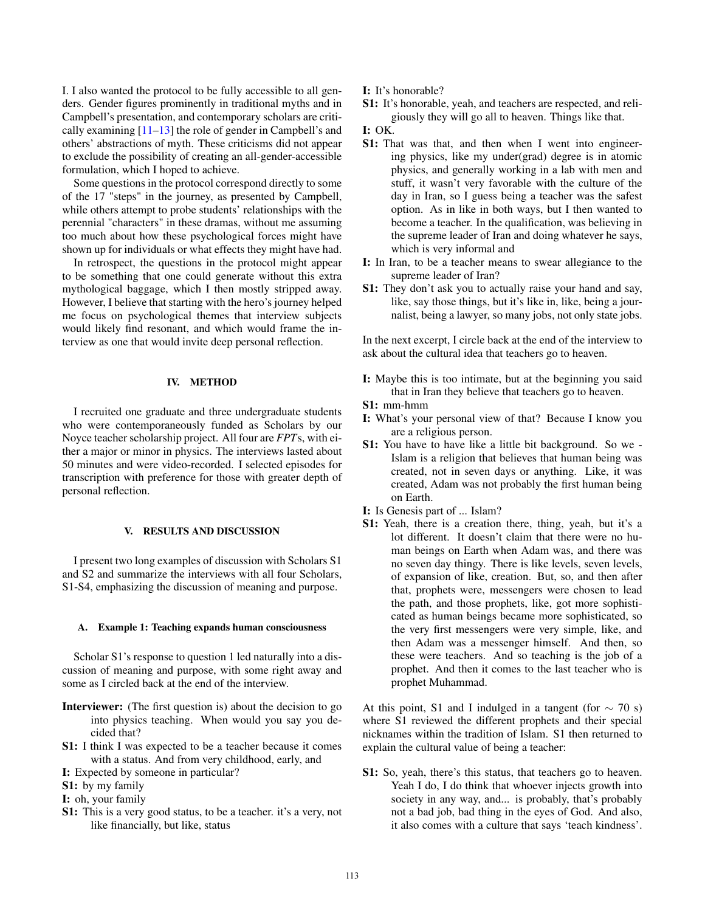I. I also wanted the protocol to be fully accessible to all genders. Gender figures prominently in traditional myths and in Campbell's presentation, and contemporary scholars are critically examining [11–13] the role of gender in Campbell's and others' abstractions of myth. These criticisms did not appear to exclude the possibility of creating an all-gender-accessible formulation, which I hoped to achieve.

Some questions in the protocol correspond directly to some of the 17 "steps" in the journey, as presented by Campbell, while others attempt to probe students' relationships with the perennial "characters" in these dramas, without me assuming too much about how these psychological forces might have shown up for individuals or what effects they might have had.

In retrospect, the questions in the protocol might appear to be something that one could generate without this extra mythological baggage, which I then mostly stripped away. However, I believe that starting with the hero's journey helped me focus on psychological themes that interview subjects would likely find resonant, and which would frame the interview as one that would invite deep personal reflection.

## IV. METHOD

I recruited one graduate and three undergraduate students who were contemporaneously funded as Scholars by our Noyce teacher scholarship project. All four are *FPT*s, with either a major or minor in physics. The interviews lasted about 50 minutes and were video-recorded. I selected episodes for transcription with preference for those with greater depth of personal reflection.

## V. RESULTS AND DISCUSSION

I present two long examples of discussion with Scholars S1 and S2 and summarize the interviews with all four Scholars, S1-S4, emphasizing the discussion of meaning and purpose.

### A. Example 1: Teaching expands human consciousness

Scholar S1's response to question 1 led naturally into a discussion of meaning and purpose, with some right away and some as I circled back at the end of the interview.

**Interviewer:** (The first question is) about the decision to go into physics teaching. When would you say you decided that?

**S1:** I think I was expected to be a teacher because it comes with a status. And from very childhood, early, and

**I:** Expected by someone in particular?

**S1:** by my family

**I:** oh, your family

**S1:** This is a very good status, to be a teacher. it's a very, not like financially, but like, status

**I:** It's honorable?

**S1:** It's honorable, yeah, and teachers are respected, and religiously they will go all to heaven. Things like that.

**I:** OK.

**S1:** That was that, and then when I went into engineering physics, like my under(grad) degree is in atomic physics, and generally working in a lab with men and stuff, it wasn't very favorable with the culture of the day in Iran, so I guess being a teacher was the safest option. As in like in both ways, but I then wanted to become a teacher. In the qualification, was believing in the supreme leader of Iran and doing whatever he says, which is very informal and

**I:** In Iran, to be a teacher means to swear allegiance to the supreme leader of Iran?

**S1:** They don't ask you to actually raise your hand and say, like, say those things, but it's like in, like, being a journalist, being a lawyer, so many jobs, not only state jobs.

In the next excerpt, I circle back at the end of the interview to ask about the cultural idea that teachers go to heaven.

**I:** Maybe this is too intimate, but at the beginning you said that in Iran they believe that teachers go to heaven.

**S1:** mm-hmm

**I:** What's your personal view of that? Because I know you are a religious person.

**S1:** You have to have like a little bit background. So we - Islam is a religion that believes that human being was created, not in seven days or anything. Like, it was created, Adam was not probably the first human being on Earth.

**I:** Is Genesis part of ... Islam?

**S1:** Yeah, there is a creation there, thing, yeah, but it's a lot different. It doesn't claim that there were no human beings on Earth when Adam was, and there was no seven day thingy. There is like levels, seven levels, of expansion of like, creation. But, so, and then after that, prophets were, messengers were chosen to lead the path, and those prophets, like, got more sophisticated as human beings became more sophisticated, so the very first messengers were very simple, like, and then Adam was a messenger himself. And then, so these were teachers. And so teaching is the job of a prophet. And then it comes to the last teacher who is prophet Muhammad.

At this point, S1 and I indulged in a tangent (for $\sim 70$ s) where S1 reviewed the different prophets and their special nicknames within the tradition of Islam. S1 then returned to explain the cultural value of being a teacher:

**S1:** So, yeah, there's this status, that teachers go to heaven. Yeah I do, I do think that whoever injects growth into society in any way, and... is probably, that's probably not a bad job, bad thing in the eyes of God. And also, it also comes with a culture that says 'teach kindness'.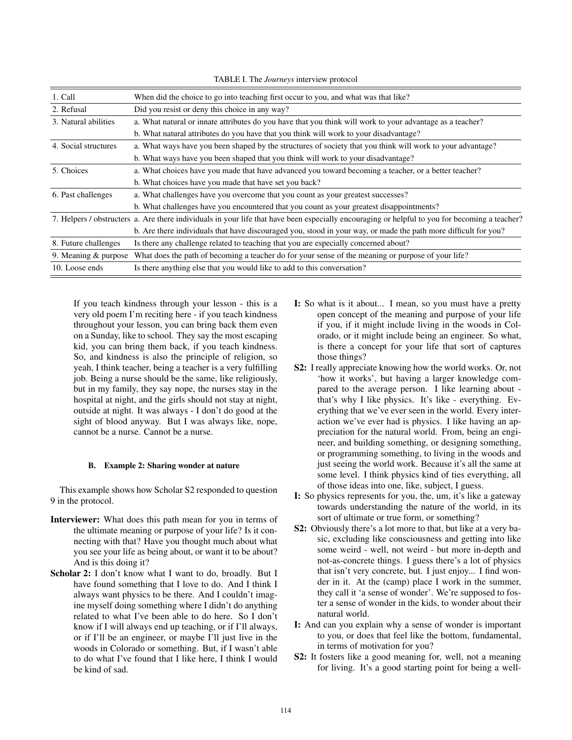TABLE I. The *Journeys* interview protocol

| | |
|---|---|
| 1. Call | When did the choice to go into teaching first occur to you, and what was that like? |
| 2. Refusal | Did you resist or deny this choice in any way? |
| 3. Natural abilities | a. What natural or innate attributes do you have that you think will work to your advantage as a teacher? |
| | b. What natural attributes do you have that you think will work to your disadvantage? |
| 4. Social structures | a. What ways have you been shaped by the structures of society that you think will work to your advantage? |
| | b. What ways have you been shaped that you think will work to your disadvantage? |
| 5. Choices | a. What choices have you made that have advanced you toward becoming a teacher, or a better teacher? |
| | b. What choices have you made that have set you back? |
| 6. Past challenges | a. What challenges have you overcome that you count as your greatest successes? |
| | b. What challenges have you encountered that you count as your greatest disappointments? |
| 7. Helpers / obstructers | a. Are there individuals in your life that have been especially encouraging or helpful to you for becoming a teacher? |
| | b. Are there individuals that have discouraged you, stood in your way, or made the path more difficult for you? |
| 8. Future challenges | Is there any challenge related to teaching that you are especially concerned about? |
| 9. Meaning & purpose | What does the path of becoming a teacher do for your sense of the meaning or purpose of your life? |
| 10. Loose ends | Is there anything else that you would like to add to this conversation? |

If you teach kindness through your lesson - this is a very old poem I'm reciting here - if you teach kindness throughout your lesson, you can bring back them even on a Sunday, like to school. They say the most escaping kid, you can bring them back, if you teach kindness. So, and kindness is also the principle of religion, so yeah, I think teacher, being a teacher is a very fulfilling job. Being a nurse should be the same, like religiously, but in my family, they say nope, the nurses stay in the hospital at night, and the girls should not stay at night, outside at night. It was always - I don't do good at the sight of blood anyway. But I was always like, nope, cannot be a nurse. Cannot be a nurse.

#### B. Example 2: Sharing wonder at nature

This example shows how Scholar S2 responded to question 9 in the protocol.

**Interviewer:** What does this path mean for you in terms of the ultimate meaning or purpose of your life? Is it connecting with that? Have you thought much about what you see your life as being about, or want it to be about? And is this doing it?

**Scholar 2:** I don't know what I want to do, broadly. But I have found something that I love to do. And I think I always want physics to be there. And I couldn't imagine myself doing something where I didn't do anything related to what I've been able to do here. So I don't know if I will always end up teaching, or if I'll always, or if I'll be an engineer, or maybe I'll just live in the woods in Colorado or something. But, if I wasn't able to do what I've found that I like here, I think I would be kind of sad.

**I:** So what is it about... I mean, so you must have a pretty open concept of the meaning and purpose of your life if you, if it might include living in the woods in Colorado, or it might include being an engineer. So what, is there a concept for your life that sort of captures those things?

**S2:** I really appreciate knowing how the world works. Or, not 'how it works', but having a larger knowledge compared to the average person. I like learning about - that's why I like physics. It's like - everything. Everything that we've ever seen in the world. Every interaction we've ever had is physics. I like having an appreciation for the natural world. From, being an engineer, and building something, or designing something, or programming something, to living in the woods and just seeing the world work. Because it's all the same at some level. I think physics kind of ties everything, all of those ideas into one, like, subject, I guess.

**I:** So physics represents for you, the, um, it's like a gateway towards understanding the nature of the world, in its sort of ultimate or true form, or something?

**S2:** Obviously there's a lot more to that, but like at a very basic, excluding like consciousness and getting into like some weird - well, not weird - but more in-depth and not-as-concrete things. I guess there's a lot of physics that isn't very concrete, but. I just enjoy... I find wonder in it. At the (camp) place I work in the summer, they call it 'a sense of wonder'. We're supposed to foster a sense of wonder in the kids, to wonder about their natural world.

**I:** And can you explain why a sense of wonder is important to you, or does that feel like the bottom, fundamental, in terms of motivation for you?

**S2:** It fosters like a good meaning for, well, not a meaning for living. It's a good starting point for being a well-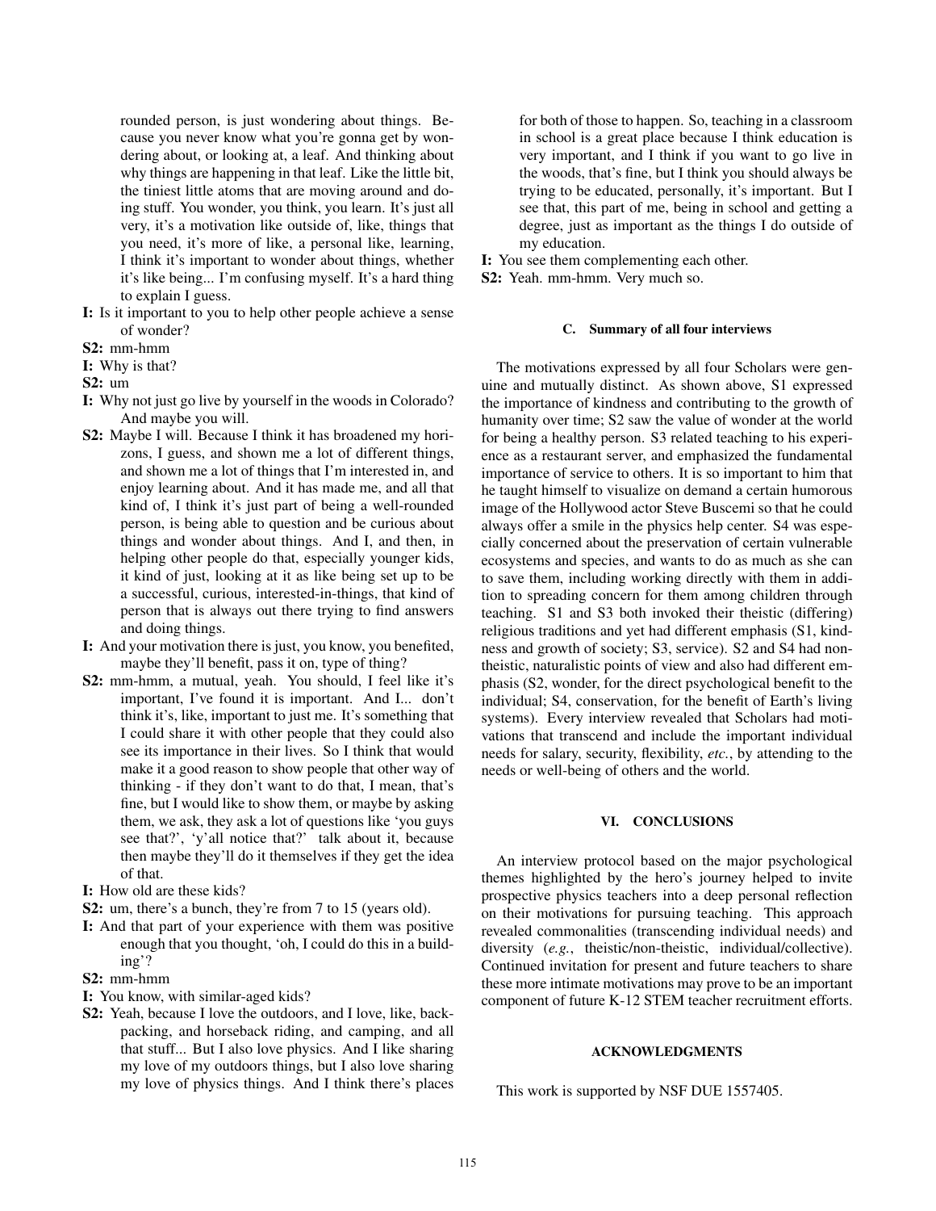rounded person, is just wondering about things. Because you never know what you're gonna get by wondering about, or looking at, a leaf. And thinking about why things are happening in that leaf. Like the little bit, the tiniest little atoms that are moving around and doing stuff. You wonder, you think, you learn. It's just all very, it's a motivation like outside of, like, things that you need, it's more of like, a personal like, learning, I think it's important to wonder about things, whether it's like being... I'm confusing myself. It's a hard thing to explain I guess.

**I:** Is it important to you to help other people achieve a sense of wonder?

**S2:** mm-hmm

**I:** Why is that?

**S2:** um

**I:** Why not just go live by yourself in the woods in Colorado? And maybe you will.

**S2:** Maybe I will. Because I think it has broadened my horizons, I guess, and shown me a lot of different things, and shown me a lot of things that I'm interested in, and enjoy learning about. And it has made me, and all that kind of, I think it's just part of being a well-rounded person, is being able to question and be curious about things and wonder about things. And I, and then, in helping other people do that, especially younger kids, it kind of just, looking at it as like being set up to be a successful, curious, interested-in-things, that kind of person that is always out there trying to find answers and doing things.

**I:** And your motivation there is just, you know, you benefited, maybe they'll benefit, pass it on, type of thing?

**S2:** mm-hmm, a mutual, yeah. You should, I feel like it's important, I've found it is important. And I... don't think it's, like, important to just me. It's something that I could share it with other people that they could also see its importance in their lives. So I think that would make it a good reason to show people that other way of thinking - if they don't want to do that, I mean, that's fine, but I would like to show them, or maybe by asking them, we ask, they ask a lot of questions like 'you guys see that?', 'y'all notice that?' talk about it, because then maybe they'll do it themselves if they get the idea of that.

**I:** How old are these kids?

**S2:** um, there's a bunch, they're from 7 to 15 (years old).

**I:** And that part of your experience with them was positive enough that you thought, 'oh, I could do this in a building'?

**S2:** mm-hmm

**I:** You know, with similar-aged kids?

**S2:** Yeah, because I love the outdoors, and I love, like, backpacking, and horseback riding, and camping, and all that stuff... But I also love physics. And I like sharing my love of my outdoors things, but I also love sharing my love of physics things. And I think there's places for both of those to happen. So, teaching in a classroom in school is a great place because I think education is very important, and I think if you want to go live in the woods, that's fine, but I think you should always be trying to be educated, personally, it's important. But I see that, this part of me, being in school and getting a degree, just as important as the things I do outside of my education.

**I:** You see them complementing each other.

**S2:** Yeah. mm-hmm. Very much so.

### C. Summary of all four interviews

The motivations expressed by all four Scholars were genuine and mutually distinct. As shown above, S1 expressed the importance of kindness and contributing to the growth of humanity over time; S2 saw the value of wonder at the world for being a healthy person. S3 related teaching to his experience as a restaurant server, and emphasized the fundamental importance of service to others. It is so important to him that he taught himself to visualize on demand a certain humorous image of the Hollywood actor Steve Buscemi so that he could always offer a smile in the physics help center. S4 was especially concerned about the preservation of certain vulnerable ecosystems and species, and wants to do as much as she can to save them, including working directly with them in addition to spreading concern for them among children through teaching. S1 and S3 both invoked their theistic (differing) religious traditions and yet had different emphasis (S1, kindness and growth of society; S3, service). S2 and S4 had non-theistic, naturalistic points of view and also had different emphasis (S2, wonder, for the direct psychological benefit to the individual; S4, conservation, for the benefit of Earth's living systems). Every interview revealed that Scholars had motivations that transcend and include the important individual needs for salary, security, flexibility, *etc.*, by attending to the needs or well-being of others and the world.

## VI. CONCLUSIONS

An interview protocol based on the major psychological themes highlighted by the hero's journey helped to invite prospective physics teachers into a deep personal reflection on their motivations for pursuing teaching. This approach revealed commonalities (transcending individual needs) and diversity (*e.g.*, theistic/non-theistic, individual/collective). Continued invitation for present and future teachers to share these more intimate motivations may prove to be an important component of future K-12 STEM teacher recruitment efforts.

## ACKNOWLEDGMENTS

This work is supported by NSF DUE 1557405.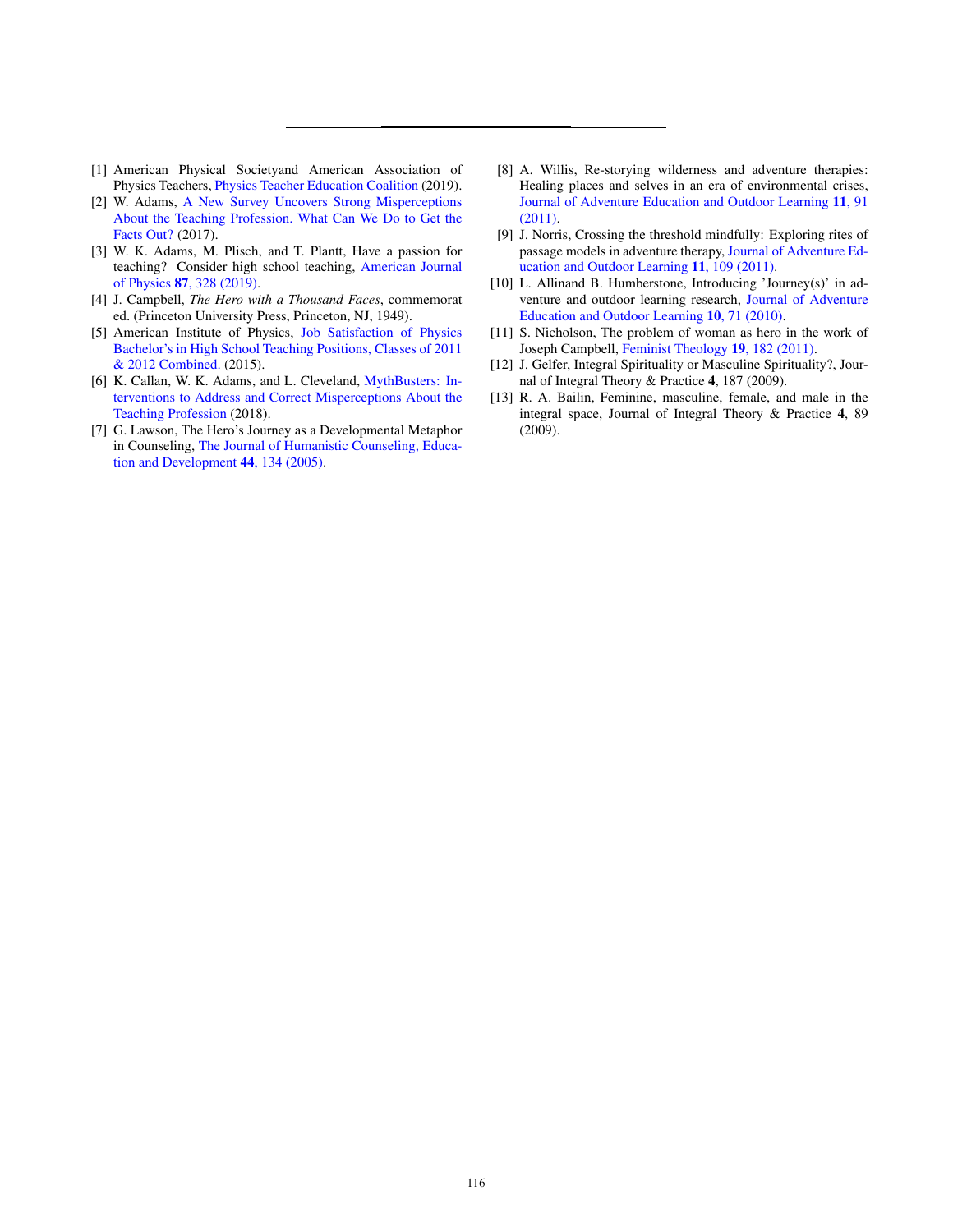[1] American Physical Societyand American Association of Physics Teachers, Physics Teacher Education Coalition (2019).

[2] W. Adams, A New Survey Uncovers Strong Misperceptions About the Teaching Profession. What Can We Do to Get the Facts Out? (2017).

[3] W. K. Adams, M. Plisch, and T. Plantt, Have a passion for teaching? Consider high school teaching, American Journal of Physics **87**, 328 (2019).

[4] J. Campbell, *The Hero with a Thousand Faces*, commemorat ed. (Princeton University Press, Princeton, NJ, 1949).

[5] American Institute of Physics, Job Satisfaction of Physics Bachelor's in High School Teaching Positions, Classes of 2011 & 2012 Combined. (2015).

[6] K. Callan, W. K. Adams, and L. Cleveland, MythBusters: Interventions to Address and Correct Misperceptions About the Teaching Profession (2018).

[7] G. Lawson, The Hero's Journey as a Developmental Metaphor in Counseling, The Journal of Humanistic Counseling, Education and Development **44**, 134 (2005).

[8] A. Willis, Re-storying wilderness and adventure therapies: Healing places and selves in an era of environmental crises, Journal of Adventure Education and Outdoor Learning **11**, 91 (2011).

[9] J. Norris, Crossing the threshold mindfully: Exploring rites of passage models in adventure therapy, Journal of Adventure Education and Outdoor Learning **11**, 109 (2011).

[10] L. Allinand B. Humberstone, Introducing 'Journey(s)' in adventure and outdoor learning research, Journal of Adventure Education and Outdoor Learning **10**, 71 (2010).

[11] S. Nicholson, The problem of woman as hero in the work of Joseph Campbell, Feminist Theology **19**, 182 (2011).

[12] J. Gelfer, Integral Spirituality or Masculine Spirituality?, Journal of Integral Theory & Practice **4**, 187 (2009).

[13] R. A. Bailin, Feminine, masculine, female, and male in the integral space, Journal of Integral Theory & Practice **4**, 89 (2009).